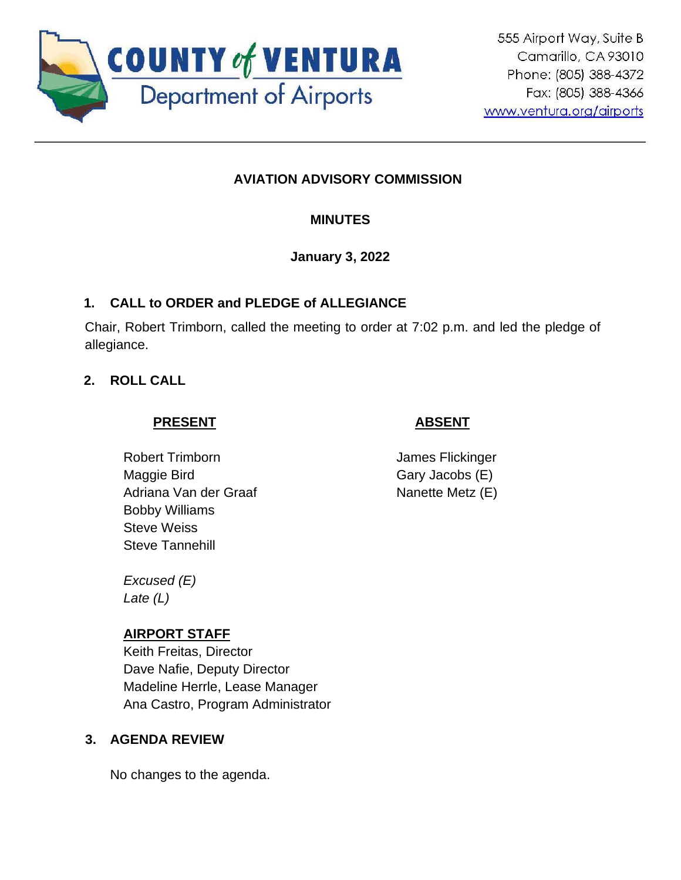**COUNTY of VENTURA**
Department of Airports

555 Airport Way, Suite B
Camarillo, CA 93010
Phone: (805) 388-4372
Fax: (805) 388-4366
www.ventura.org/airports

# AVIATION ADVISORY COMMISSION

## MINUTES

**January 3, 2022**

### 1. CALL to ORDER and PLEDGE of ALLEGIANCE

Chair, Robert Trimborn, called the meeting to order at 7:02 p.m. and led the pledge of allegiance.

### 2. ROLL CALL

| PRESENT | ABSENT |
|---|---|
| Robert Trimborn | James Flickinger |
| Maggie Bird | Gary Jacobs (E) |
| Adriana Van der Graaf | Nanette Metz (E) |
| Bobby Williams | |
| Steve Weiss | |
| Steve Tannehill | |

*Excused (E)*
*Late (L)*

**AIRPORT STAFF**
Keith Freitas, Director
Dave Nafie, Deputy Director
Madeline Herrle, Lease Manager
Ana Castro, Program Administrator

### 3. AGENDA REVIEW

No changes to the agenda.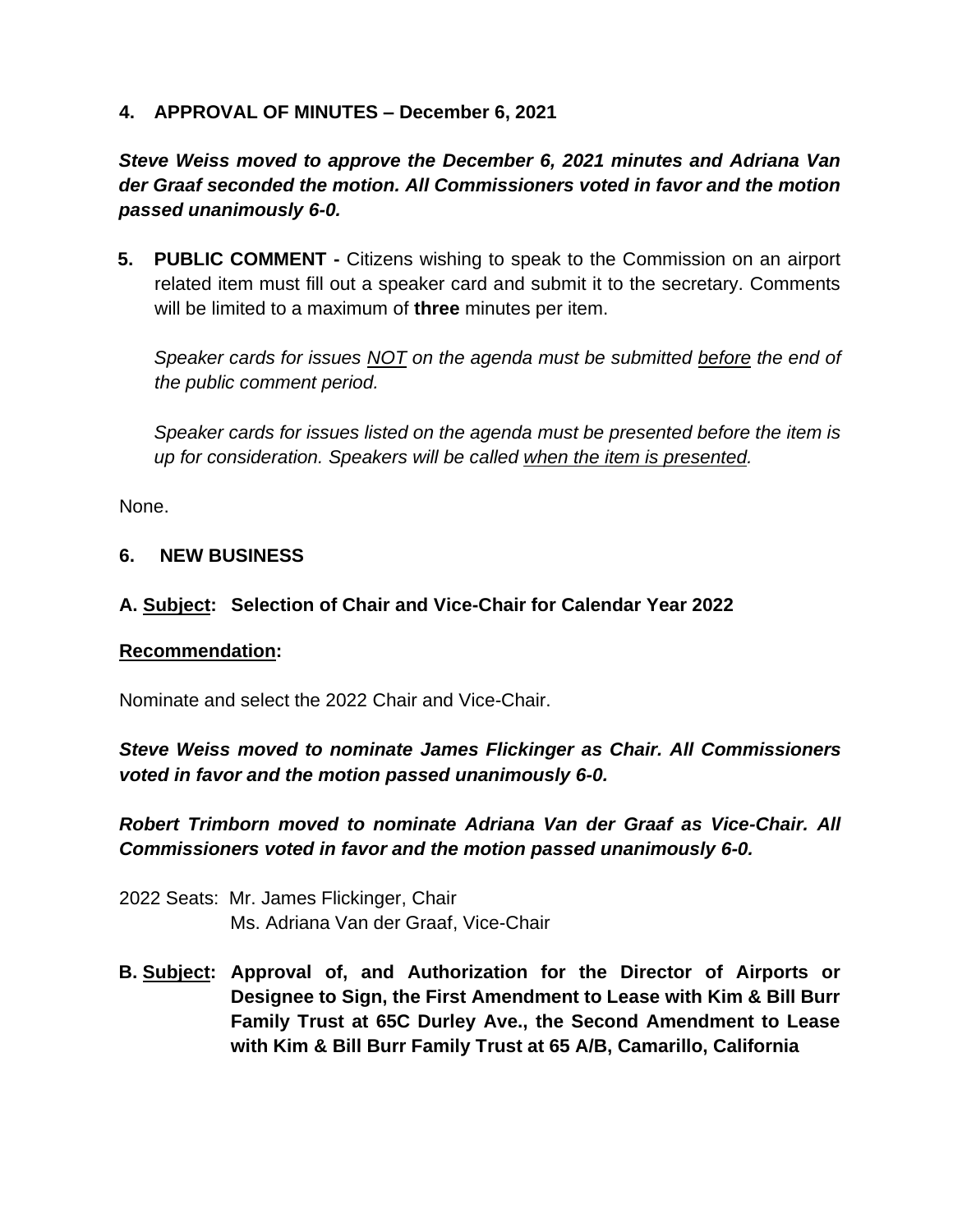**4. APPROVAL OF MINUTES – December 6, 2021**

***Steve Weiss moved to approve the December 6, 2021 minutes and Adriana Van der Graaf seconded the motion. All Commissioners voted in favor and the motion passed unanimously 6-0.***

**5. PUBLIC COMMENT -** Citizens wishing to speak to the Commission on an airport related item must fill out a speaker card and submit it to the secretary. Comments will be limited to a maximum of **three** minutes per item.

*Speaker cards for issues NOT on the agenda must be submitted before the end of the public comment period.*

*Speaker cards for issues listed on the agenda must be presented before the item is up for consideration. Speakers will be called when the item is presented.*

None.

**6. NEW BUSINESS**

**A. Subject: Selection of Chair and Vice-Chair for Calendar Year 2022**

**Recommendation:**

Nominate and select the 2022 Chair and Vice-Chair.

***Steve Weiss moved to nominate James Flickinger as Chair. All Commissioners voted in favor and the motion passed unanimously 6-0.***

***Robert Trimborn moved to nominate Adriana Van der Graaf as Vice-Chair. All Commissioners voted in favor and the motion passed unanimously 6-0.***

2022 Seats: Mr. James Flickinger, Chair
Ms. Adriana Van der Graaf, Vice-Chair

**B. Subject: Approval of, and Authorization for the Director of Airports or Designee to Sign, the First Amendment to Lease with Kim & Bill Burr Family Trust at 65C Durley Ave., the Second Amendment to Lease with Kim & Bill Burr Family Trust at 65 A/B, Camarillo, California**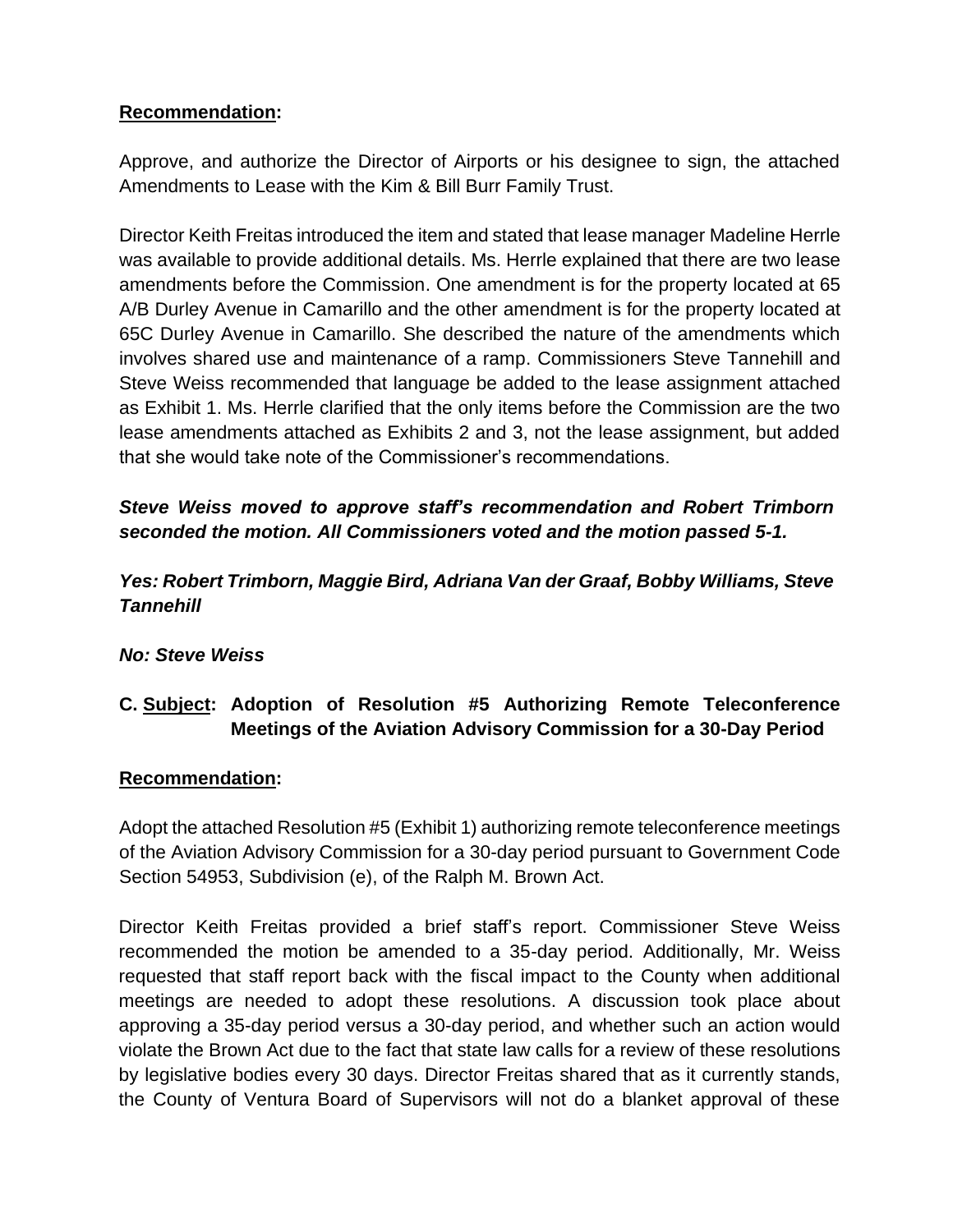**Recommendation:**

Approve, and authorize the Director of Airports or his designee to sign, the attached Amendments to Lease with the Kim & Bill Burr Family Trust.

Director Keith Freitas introduced the item and stated that lease manager Madeline Herrle was available to provide additional details. Ms. Herrle explained that there are two lease amendments before the Commission. One amendment is for the property located at 65 A/B Durley Avenue in Camarillo and the other amendment is for the property located at 65C Durley Avenue in Camarillo. She described the nature of the amendments which involves shared use and maintenance of a ramp. Commissioners Steve Tannehill and Steve Weiss recommended that language be added to the lease assignment attached as Exhibit 1. Ms. Herrle clarified that the only items before the Commission are the two lease amendments attached as Exhibits 2 and 3, not the lease assignment, but added that she would take note of the Commissioner's recommendations.

***Steve Weiss moved to approve staff's recommendation and Robert Trimborn seconded the motion. All Commissioners voted and the motion passed 5-1.***

***Yes: Robert Trimborn, Maggie Bird, Adriana Van der Graaf, Bobby Williams, Steve Tannehill***

***No: Steve Weiss***

### C. Subject: Adoption of Resolution #5 Authorizing Remote Teleconference Meetings of the Aviation Advisory Commission for a 30-Day Period

**Recommendation:**

Adopt the attached Resolution #5 (Exhibit 1) authorizing remote teleconference meetings of the Aviation Advisory Commission for a 30-day period pursuant to Government Code Section 54953, Subdivision (e), of the Ralph M. Brown Act.

Director Keith Freitas provided a brief staff's report. Commissioner Steve Weiss recommended the motion be amended to a 35-day period. Additionally, Mr. Weiss requested that staff report back with the fiscal impact to the County when additional meetings are needed to adopt these resolutions. A discussion took place about approving a 35-day period versus a 30-day period, and whether such an action would violate the Brown Act due to the fact that state law calls for a review of these resolutions by legislative bodies every 30 days. Director Freitas shared that as it currently stands, the County of Ventura Board of Supervisors will not do a blanket approval of these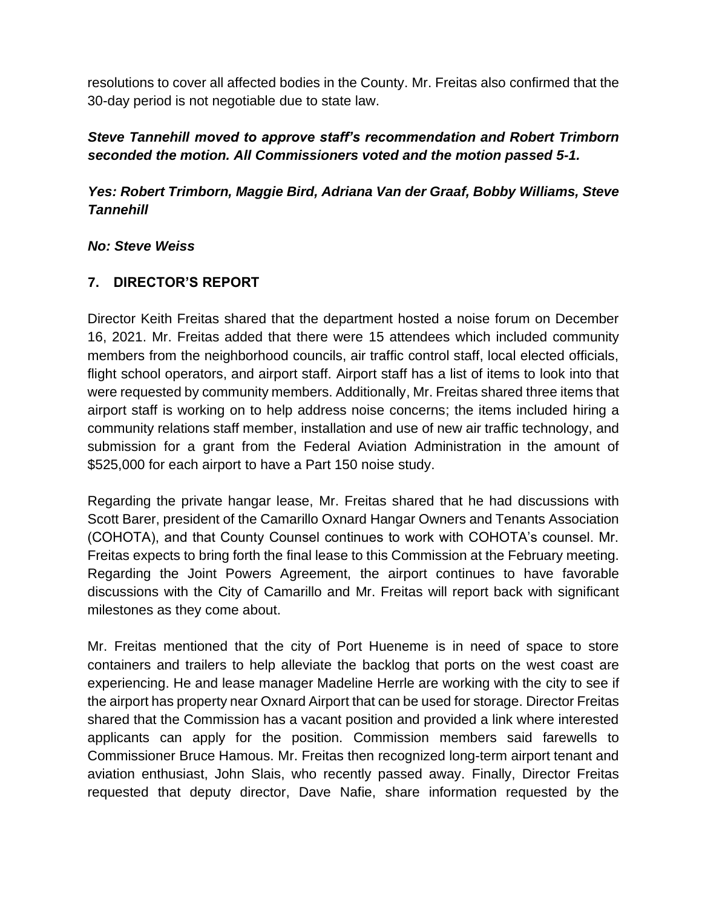resolutions to cover all affected bodies in the County. Mr. Freitas also confirmed that the 30-day period is not negotiable due to state law.

***Steve Tannehill moved to approve staff's recommendation and Robert Trimborn seconded the motion. All Commissioners voted and the motion passed 5-1.***

***Yes: Robert Trimborn, Maggie Bird, Adriana Van der Graaf, Bobby Williams, Steve Tannehill***

***No: Steve Weiss***

## 7. DIRECTOR'S REPORT

Director Keith Freitas shared that the department hosted a noise forum on December 16, 2021. Mr. Freitas added that there were 15 attendees which included community members from the neighborhood councils, air traffic control staff, local elected officials, flight school operators, and airport staff. Airport staff has a list of items to look into that were requested by community members. Additionally, Mr. Freitas shared three items that airport staff is working on to help address noise concerns; the items included hiring a community relations staff member, installation and use of new air traffic technology, and submission for a grant from the Federal Aviation Administration in the amount of $525,000 for each airport to have a Part 150 noise study.

Regarding the private hangar lease, Mr. Freitas shared that he had discussions with Scott Barer, president of the Camarillo Oxnard Hangar Owners and Tenants Association (COHOTA), and that County Counsel continues to work with COHOTA's counsel. Mr. Freitas expects to bring forth the final lease to this Commission at the February meeting. Regarding the Joint Powers Agreement, the airport continues to have favorable discussions with the City of Camarillo and Mr. Freitas will report back with significant milestones as they come about.

Mr. Freitas mentioned that the city of Port Hueneme is in need of space to store containers and trailers to help alleviate the backlog that ports on the west coast are experiencing. He and lease manager Madeline Herrle are working with the city to see if the airport has property near Oxnard Airport that can be used for storage. Director Freitas shared that the Commission has a vacant position and provided a link where interested applicants can apply for the position. Commission members said farewells to Commissioner Bruce Hamous. Mr. Freitas then recognized long-term airport tenant and aviation enthusiast, John Slais, who recently passed away. Finally, Director Freitas requested that deputy director, Dave Nafie, share information requested by the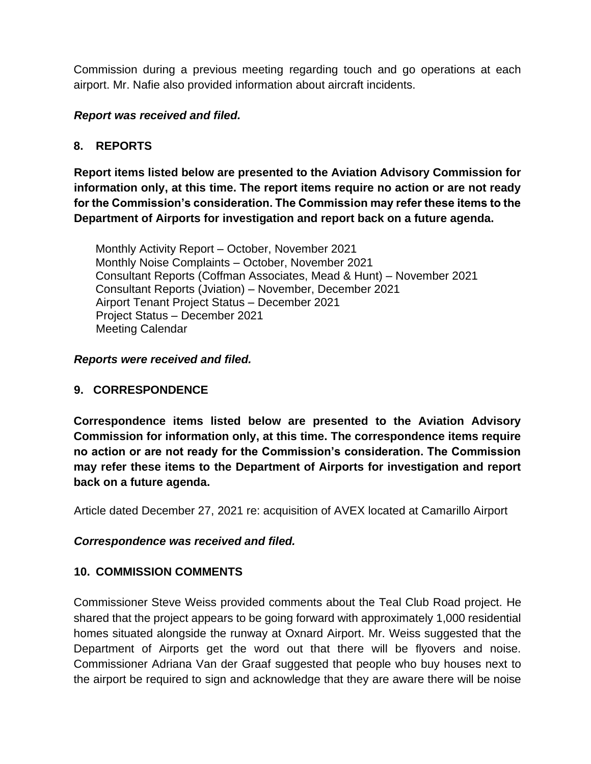Commission during a previous meeting regarding touch and go operations at each airport. Mr. Nafie also provided information about aircraft incidents.

***Report was received and filed.***

## 8. REPORTS

**Report items listed below are presented to the Aviation Advisory Commission for information only, at this time. The report items require no action or are not ready for the Commission's consideration. The Commission may refer these items to the Department of Airports for investigation and report back on a future agenda.**

Monthly Activity Report – October, November 2021
Monthly Noise Complaints – October, November 2021
Consultant Reports (Coffman Associates, Mead & Hunt) – November 2021
Consultant Reports (Jviation) – November, December 2021
Airport Tenant Project Status – December 2021
Project Status – December 2021
Meeting Calendar

***Reports were received and filed.***

## 9. CORRESPONDENCE

**Correspondence items listed below are presented to the Aviation Advisory Commission for information only, at this time. The correspondence items require no action or are not ready for the Commission's consideration. The Commission may refer these items to the Department of Airports for investigation and report back on a future agenda.**

Article dated December 27, 2021 re: acquisition of AVEX located at Camarillo Airport

***Correspondence was received and filed.***

## 10. COMMISSION COMMENTS

Commissioner Steve Weiss provided comments about the Teal Club Road project. He shared that the project appears to be going forward with approximately 1,000 residential homes situated alongside the runway at Oxnard Airport. Mr. Weiss suggested that the Department of Airports get the word out that there will be flyovers and noise. Commissioner Adriana Van der Graaf suggested that people who buy houses next to the airport be required to sign and acknowledge that they are aware there will be noise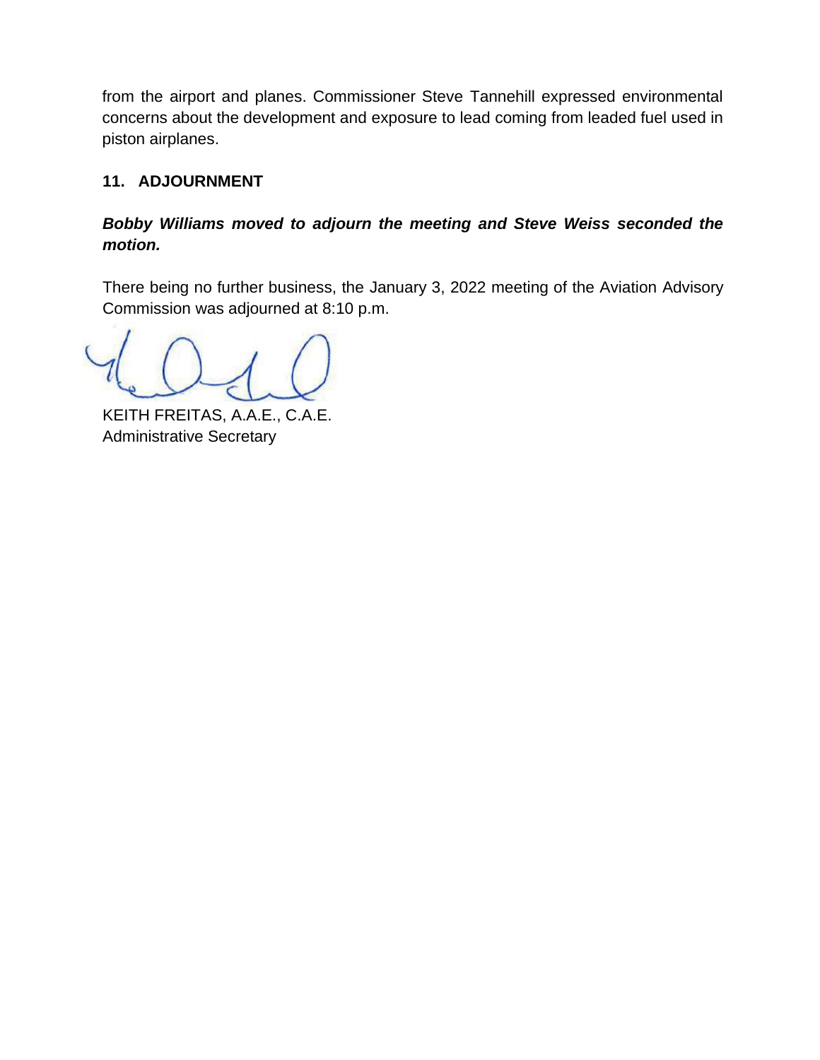from the airport and planes. Commissioner Steve Tannehill expressed environmental concerns about the development and exposure to lead coming from leaded fuel used in piston airplanes.

## 11. ADJOURNMENT

***Bobby Williams moved to adjourn the meeting and Steve Weiss seconded the motion.***

There being no further business, the January 3, 2022 meeting of the Aviation Advisory Commission was adjourned at 8:10 p.m.

KEITH FREITAS, A.A.E., C.A.E.
Administrative Secretary